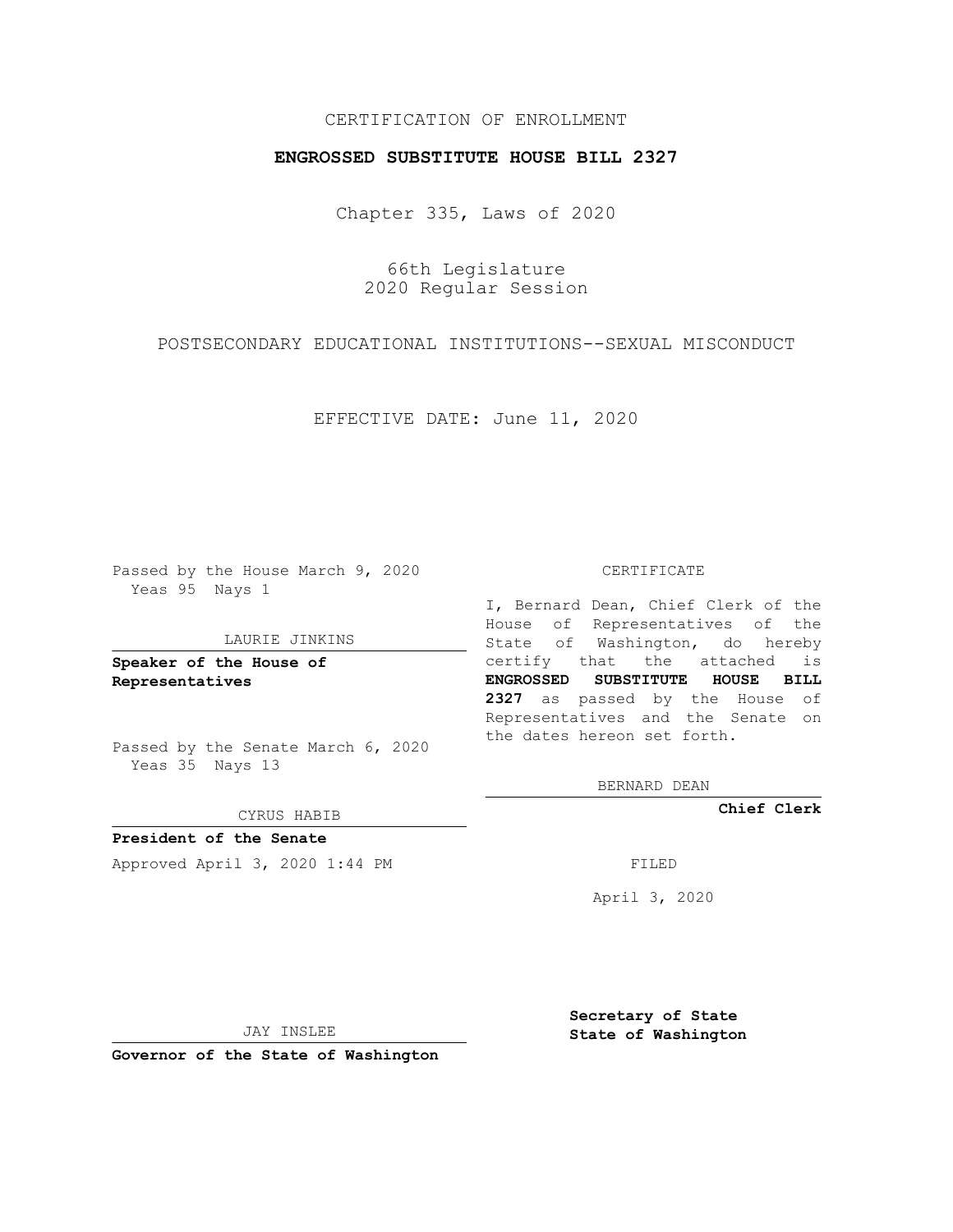CERTIFICATION OF ENROLLMENT

**ENGROSSED SUBSTITUTE HOUSE BILL 2327**

Chapter 335, Laws of 2020

66th Legislature
2020 Regular Session

POSTSECONDARY EDUCATIONAL INSTITUTIONS--SEXUAL MISCONDUCT

EFFECTIVE DATE: June 11, 2020

Passed by the House March 9, 2020
Yeas 95 Nays 1

LAURIE JINKINS

**Speaker of the House of Representatives**

Passed by the Senate March 6, 2020
Yeas 35 Nays 13

CYRUS HABIB

**President of the Senate**

Approved April 3, 2020 1:44 PM

JAY INSLEE

**Governor of the State of Washington**

CERTIFICATE

I, Bernard Dean, Chief Clerk of the House of Representatives of the State of Washington, do hereby certify that the attached is **ENGROSSED SUBSTITUTE HOUSE BILL 2327** as passed by the House of Representatives and the Senate on the dates hereon set forth.

BERNARD DEAN

**Chief Clerk**

FILED

April 3, 2020

**Secretary of State**
**State of Washington**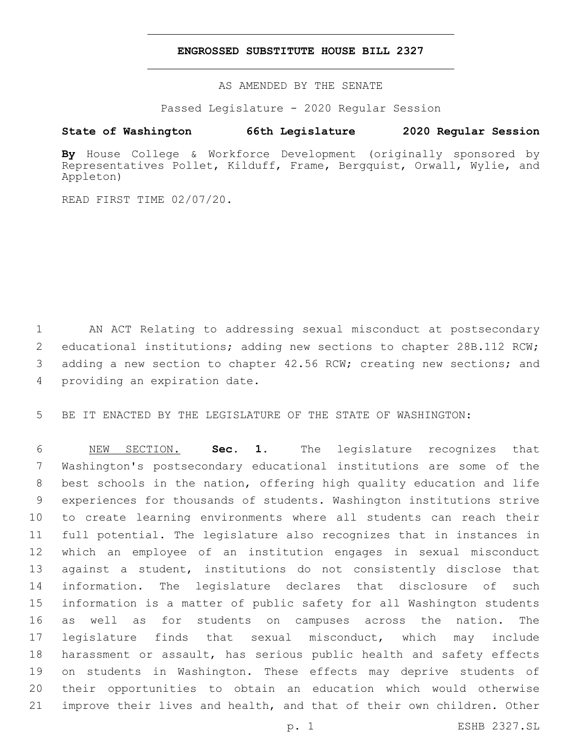# ENGROSSED SUBSTITUTE HOUSE BILL 2327

AS AMENDED BY THE SENATE

Passed Legislature - 2020 Regular Session

**State of Washington 66th Legislature 2020 Regular Session**

**By** House College & Workforce Development (originally sponsored by Representatives Pollet, Kilduff, Frame, Bergquist, Orwall, Wylie, and Appleton)

READ FIRST TIME 02/07/20.

AN ACT Relating to addressing sexual misconduct at postsecondary educational institutions; adding new sections to chapter 28B.112 RCW; adding a new section to chapter 42.56 RCW; creating new sections; and providing an expiration date.

BE IT ENACTED BY THE LEGISLATURE OF THE STATE OF WASHINGTON:

NEW SECTION. **Sec. 1.** The legislature recognizes that Washington's postsecondary educational institutions are some of the best schools in the nation, offering high quality education and life experiences for thousands of students. Washington institutions strive to create learning environments where all students can reach their full potential. The legislature also recognizes that in instances in which an employee of an institution engages in sexual misconduct against a student, institutions do not consistently disclose that information. The legislature declares that disclosure of such information is a matter of public safety for all Washington students as well as for students on campuses across the nation. The legislature finds that sexual misconduct, which may include harassment or assault, has serious public health and safety effects on students in Washington. These effects may deprive students of their opportunities to obtain an education which would otherwise improve their lives and health, and that of their own children. Other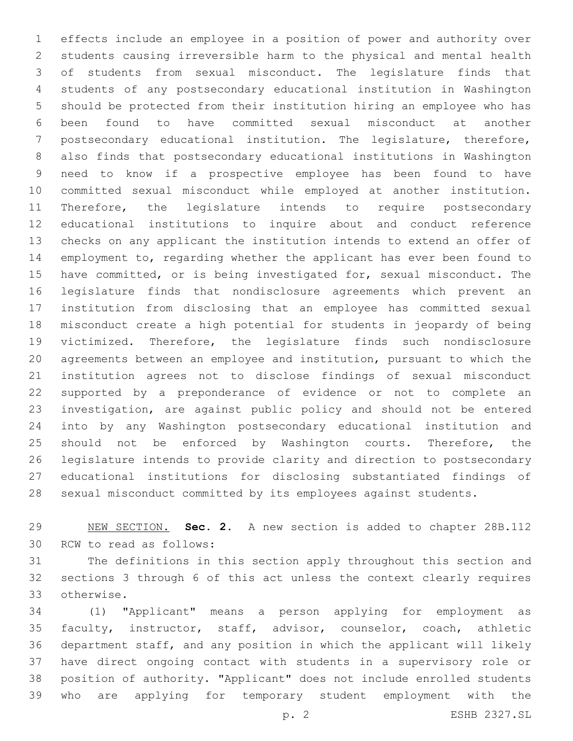effects include an employee in a position of power and authority over students causing irreversible harm to the physical and mental health of students from sexual misconduct. The legislature finds that students of any postsecondary educational institution in Washington should be protected from their institution hiring an employee who has been found to have committed sexual misconduct at another postsecondary educational institution. The legislature, therefore, also finds that postsecondary educational institutions in Washington need to know if a prospective employee has been found to have committed sexual misconduct while employed at another institution. Therefore, the legislature intends to require postsecondary educational institutions to inquire about and conduct reference checks on any applicant the institution intends to extend an offer of employment to, regarding whether the applicant has ever been found to have committed, or is being investigated for, sexual misconduct. The legislature finds that nondisclosure agreements which prevent an institution from disclosing that an employee has committed sexual misconduct create a high potential for students in jeopardy of being victimized. Therefore, the legislature finds such nondisclosure agreements between an employee and institution, pursuant to which the institution agrees not to disclose findings of sexual misconduct supported by a preponderance of evidence or not to complete an investigation, are against public policy and should not be entered into by any Washington postsecondary educational institution and should not be enforced by Washington courts. Therefore, the legislature intends to provide clarity and direction to postsecondary educational institutions for disclosing substantiated findings of sexual misconduct committed by its employees against students.

NEW SECTION. **Sec. 2.** A new section is added to chapter 28B.112 RCW to read as follows:

The definitions in this section apply throughout this section and sections 3 through 6 of this act unless the context clearly requires otherwise.

(1) "Applicant" means a person applying for employment as faculty, instructor, staff, advisor, counselor, coach, athletic department staff, and any position in which the applicant will likely have direct ongoing contact with students in a supervisory role or position of authority. "Applicant" does not include enrolled students who are applying for temporary student employment with the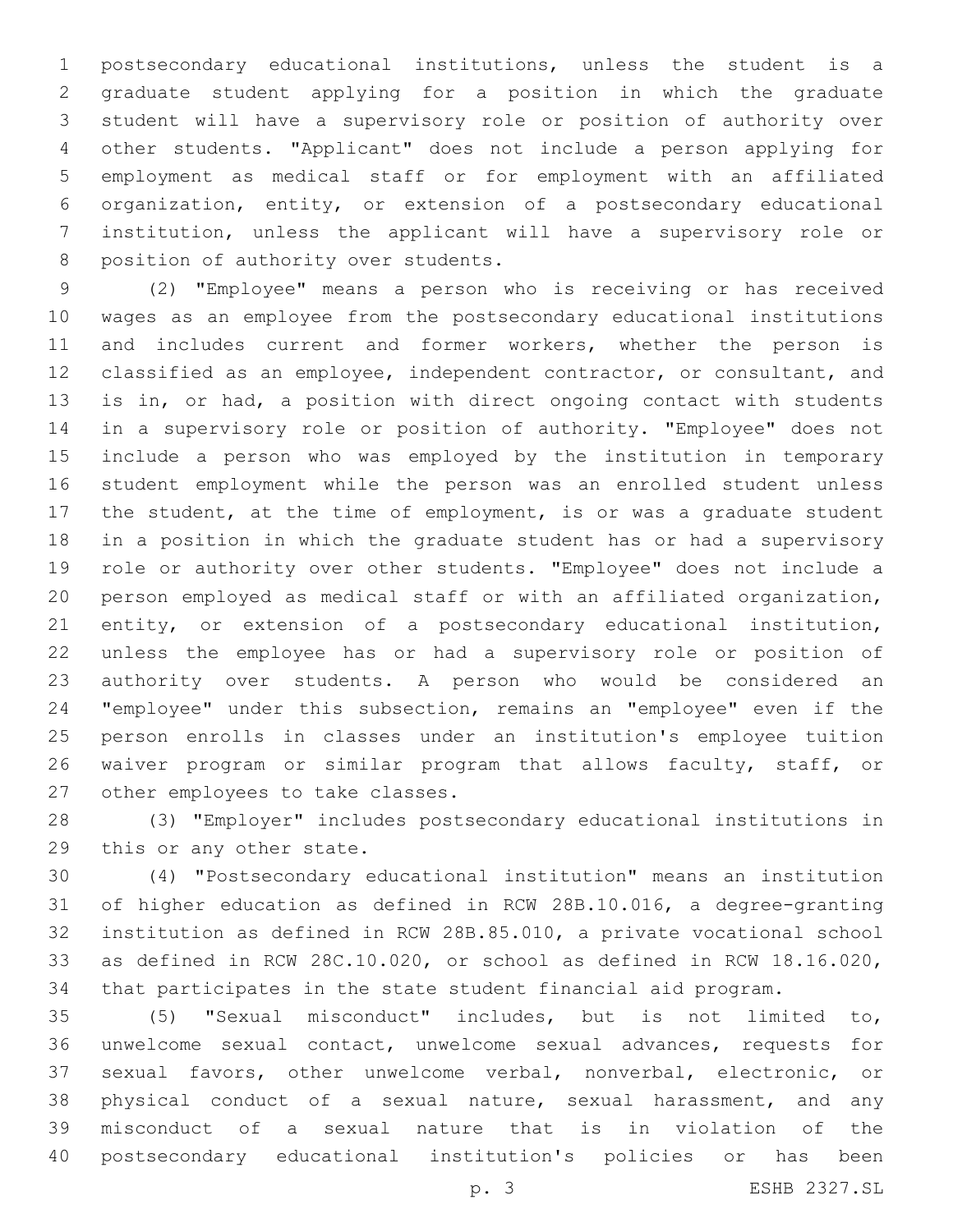postsecondary educational institutions, unless the student is a graduate student applying for a position in which the graduate student will have a supervisory role or position of authority over other students. "Applicant" does not include a person applying for employment as medical staff or for employment with an affiliated organization, entity, or extension of a postsecondary educational institution, unless the applicant will have a supervisory role or position of authority over students.

(2) "Employee" means a person who is receiving or has received wages as an employee from the postsecondary educational institutions and includes current and former workers, whether the person is classified as an employee, independent contractor, or consultant, and is in, or had, a position with direct ongoing contact with students in a supervisory role or position of authority. "Employee" does not include a person who was employed by the institution in temporary student employment while the person was an enrolled student unless the student, at the time of employment, is or was a graduate student in a position in which the graduate student has or had a supervisory role or authority over other students. "Employee" does not include a person employed as medical staff or with an affiliated organization, entity, or extension of a postsecondary educational institution, unless the employee has or had a supervisory role or position of authority over students. A person who would be considered an "employee" under this subsection, remains an "employee" even if the person enrolls in classes under an institution's employee tuition waiver program or similar program that allows faculty, staff, or other employees to take classes.

(3) "Employer" includes postsecondary educational institutions in this or any other state.

(4) "Postsecondary educational institution" means an institution of higher education as defined in RCW 28B.10.016, a degree-granting institution as defined in RCW 28B.85.010, a private vocational school as defined in RCW 28C.10.020, or school as defined in RCW 18.16.020, that participates in the state student financial aid program.

(5) "Sexual misconduct" includes, but is not limited to, unwelcome sexual contact, unwelcome sexual advances, requests for sexual favors, other unwelcome verbal, nonverbal, electronic, or physical conduct of a sexual nature, sexual harassment, and any misconduct of a sexual nature that is in violation of the postsecondary educational institution's policies or has been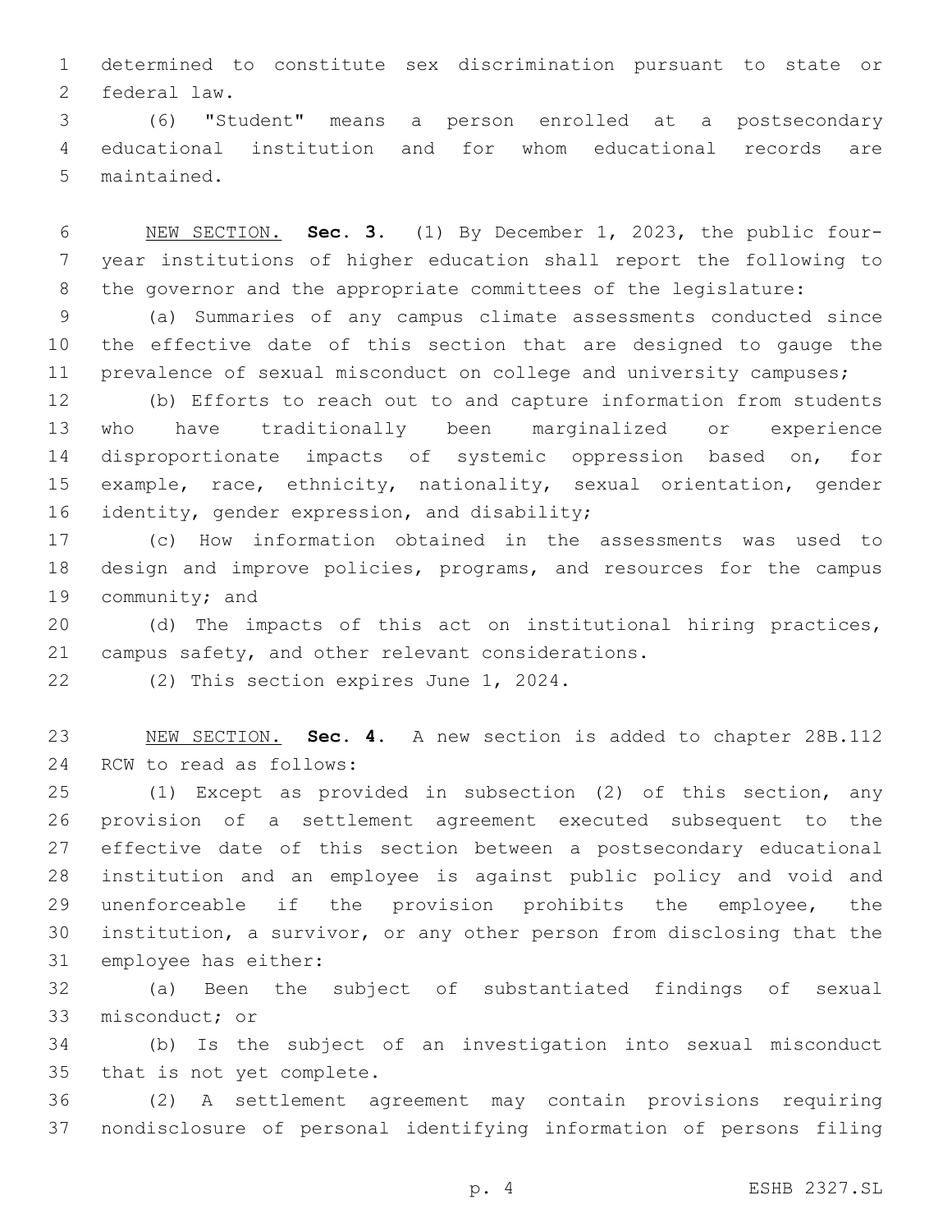determined to constitute sex discrimination pursuant to state or federal law.

(6) "Student" means a person enrolled at a postsecondary educational institution and for whom educational records are maintained.

NEW SECTION. **Sec. 3.** (1) By December 1, 2023, the public four-year institutions of higher education shall report the following to the governor and the appropriate committees of the legislature:

(a) Summaries of any campus climate assessments conducted since the effective date of this section that are designed to gauge the prevalence of sexual misconduct on college and university campuses;

(b) Efforts to reach out to and capture information from students who have traditionally been marginalized or experience disproportionate impacts of systemic oppression based on, for example, race, ethnicity, nationality, sexual orientation, gender identity, gender expression, and disability;

(c) How information obtained in the assessments was used to design and improve policies, programs, and resources for the campus community; and

(d) The impacts of this act on institutional hiring practices, campus safety, and other relevant considerations.

(2) This section expires June 1, 2024.

NEW SECTION. **Sec. 4.** A new section is added to chapter 28B.112 RCW to read as follows:

(1) Except as provided in subsection (2) of this section, any provision of a settlement agreement executed subsequent to the effective date of this section between a postsecondary educational institution and an employee is against public policy and void and unenforceable if the provision prohibits the employee, the institution, a survivor, or any other person from disclosing that the employee has either:

(a) Been the subject of substantiated findings of sexual misconduct; or

(b) Is the subject of an investigation into sexual misconduct that is not yet complete.

(2) A settlement agreement may contain provisions requiring nondisclosure of personal identifying information of persons filing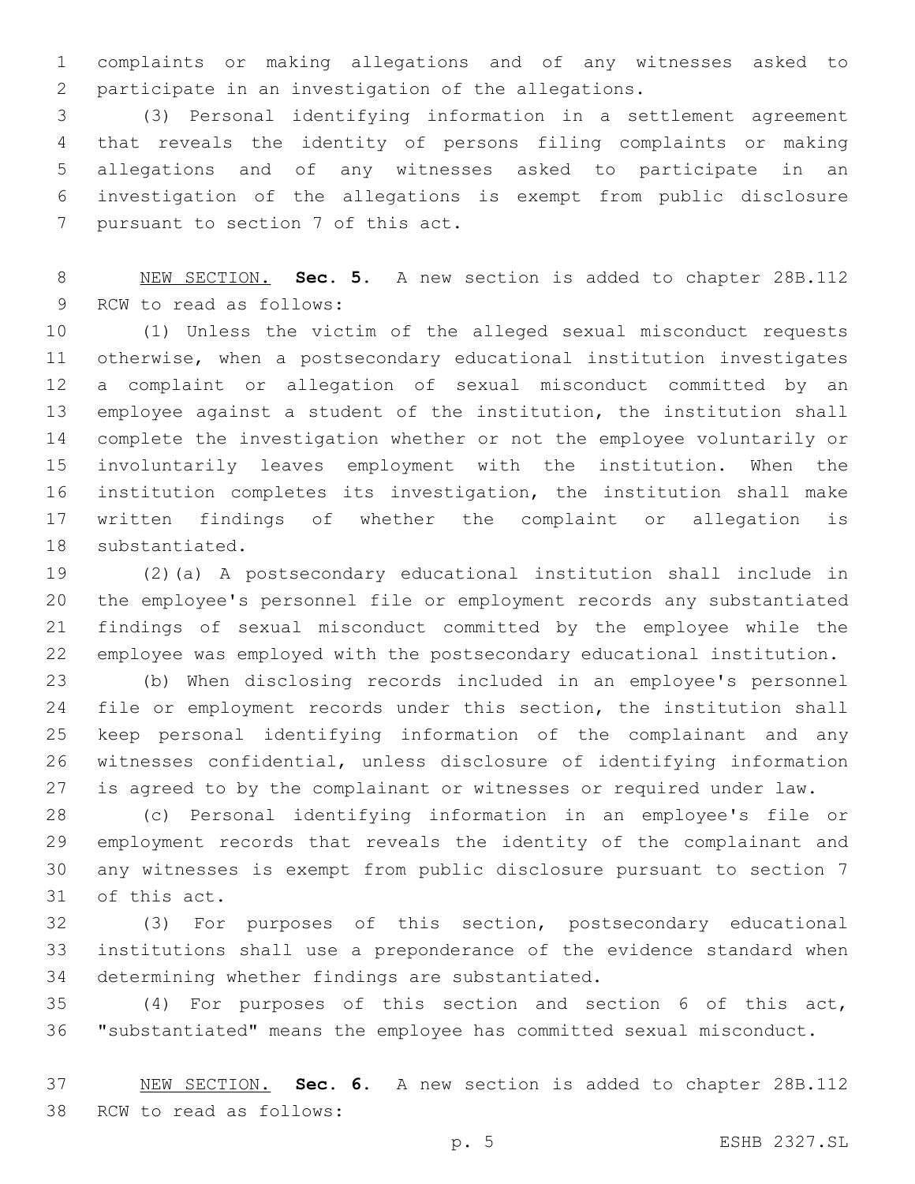complaints or making allegations and of any witnesses asked to participate in an investigation of the allegations.

(3) Personal identifying information in a settlement agreement that reveals the identity of persons filing complaints or making allegations and of any witnesses asked to participate in an investigation of the allegations is exempt from public disclosure pursuant to section 7 of this act.

NEW SECTION. **Sec. 5.** A new section is added to chapter 28B.112 RCW to read as follows:

(1) Unless the victim of the alleged sexual misconduct requests otherwise, when a postsecondary educational institution investigates a complaint or allegation of sexual misconduct committed by an employee against a student of the institution, the institution shall complete the investigation whether or not the employee voluntarily or involuntarily leaves employment with the institution. When the institution completes its investigation, the institution shall make written findings of whether the complaint or allegation is substantiated.

(2)(a) A postsecondary educational institution shall include in the employee's personnel file or employment records any substantiated findings of sexual misconduct committed by the employee while the employee was employed with the postsecondary educational institution.

(b) When disclosing records included in an employee's personnel file or employment records under this section, the institution shall keep personal identifying information of the complainant and any witnesses confidential, unless disclosure of identifying information is agreed to by the complainant or witnesses or required under law.

(c) Personal identifying information in an employee's file or employment records that reveals the identity of the complainant and any witnesses is exempt from public disclosure pursuant to section 7 of this act.

(3) For purposes of this section, postsecondary educational institutions shall use a preponderance of the evidence standard when determining whether findings are substantiated.

(4) For purposes of this section and section 6 of this act, "substantiated" means the employee has committed sexual misconduct.

NEW SECTION. **Sec. 6.** A new section is added to chapter 28B.112 RCW to read as follows: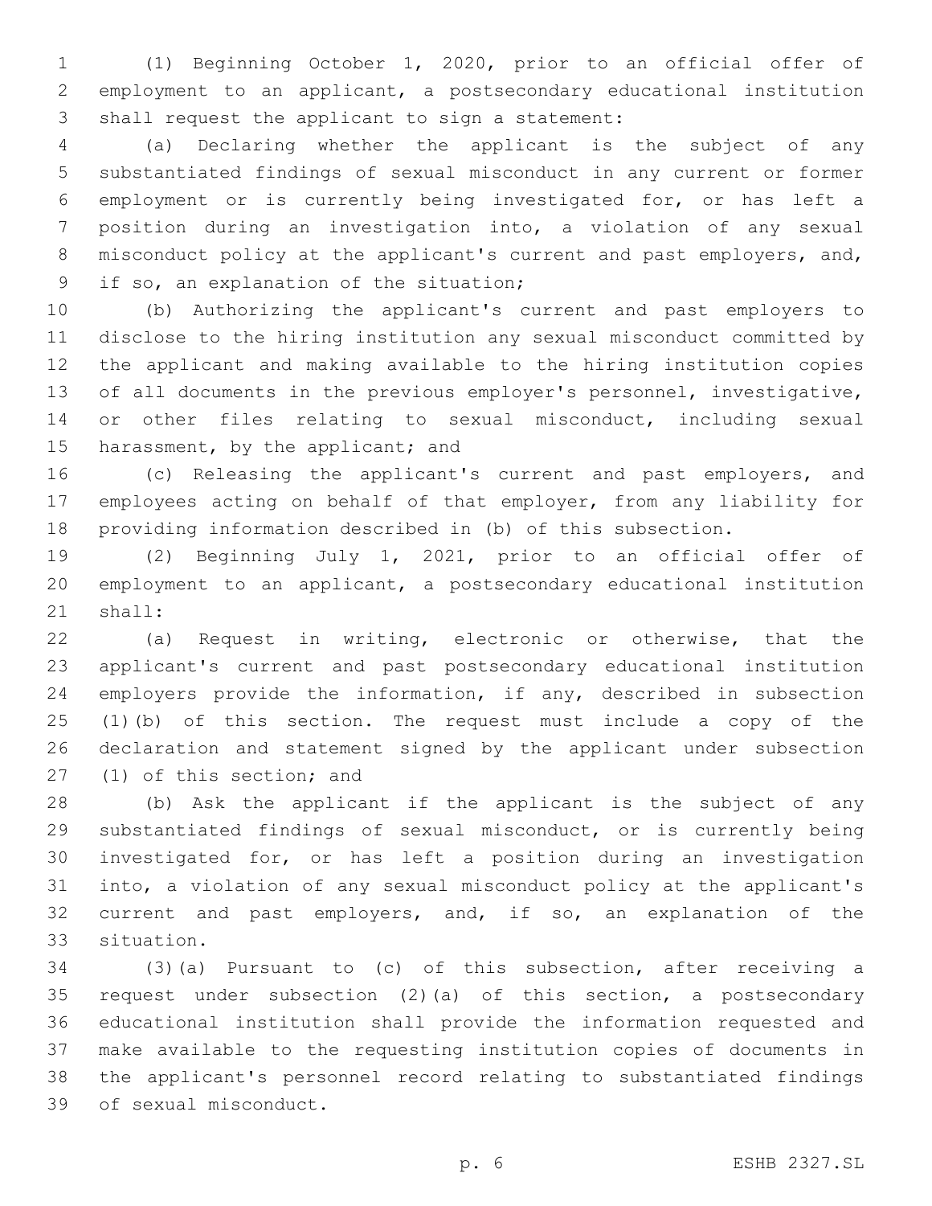(1) Beginning October 1, 2020, prior to an official offer of employment to an applicant, a postsecondary educational institution shall request the applicant to sign a statement:

(a) Declaring whether the applicant is the subject of any substantiated findings of sexual misconduct in any current or former employment or is currently being investigated for, or has left a position during an investigation into, a violation of any sexual misconduct policy at the applicant's current and past employers, and, if so, an explanation of the situation;

(b) Authorizing the applicant's current and past employers to disclose to the hiring institution any sexual misconduct committed by the applicant and making available to the hiring institution copies of all documents in the previous employer's personnel, investigative, or other files relating to sexual misconduct, including sexual harassment, by the applicant; and

(c) Releasing the applicant's current and past employers, and employees acting on behalf of that employer, from any liability for providing information described in (b) of this subsection.

(2) Beginning July 1, 2021, prior to an official offer of employment to an applicant, a postsecondary educational institution shall:

(a) Request in writing, electronic or otherwise, that the applicant's current and past postsecondary educational institution employers provide the information, if any, described in subsection (1)(b) of this section. The request must include a copy of the declaration and statement signed by the applicant under subsection (1) of this section; and

(b) Ask the applicant if the applicant is the subject of any substantiated findings of sexual misconduct, or is currently being investigated for, or has left a position during an investigation into, a violation of any sexual misconduct policy at the applicant's current and past employers, and, if so, an explanation of the situation.

(3)(a) Pursuant to (c) of this subsection, after receiving a request under subsection (2)(a) of this section, a postsecondary educational institution shall provide the information requested and make available to the requesting institution copies of documents in the applicant's personnel record relating to substantiated findings of sexual misconduct.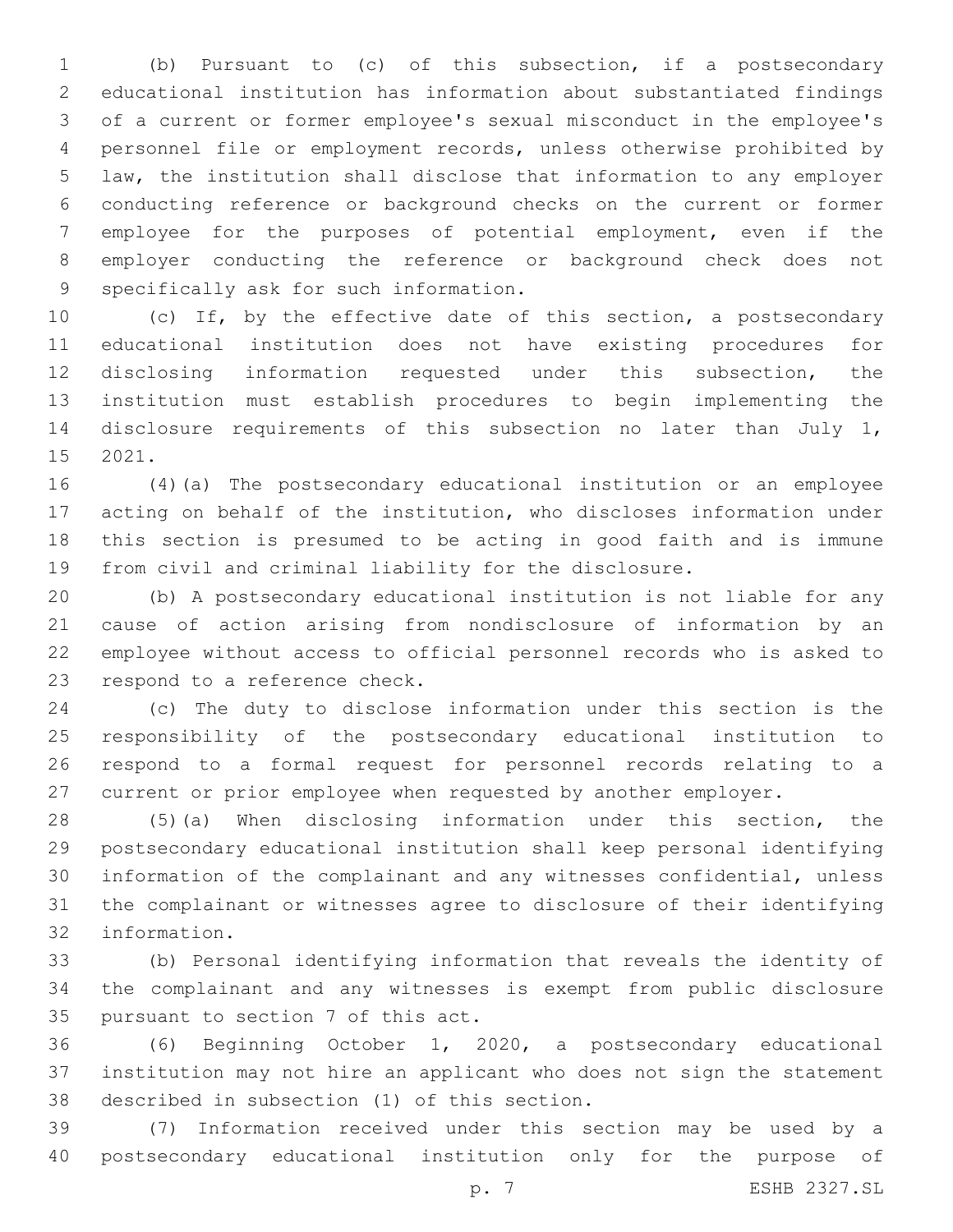(b) Pursuant to (c) of this subsection, if a postsecondary educational institution has information about substantiated findings of a current or former employee's sexual misconduct in the employee's personnel file or employment records, unless otherwise prohibited by law, the institution shall disclose that information to any employer conducting reference or background checks on the current or former employee for the purposes of potential employment, even if the employer conducting the reference or background check does not specifically ask for such information.

(c) If, by the effective date of this section, a postsecondary educational institution does not have existing procedures for disclosing information requested under this subsection, the institution must establish procedures to begin implementing the disclosure requirements of this subsection no later than July 1, 2021.

(4)(a) The postsecondary educational institution or an employee acting on behalf of the institution, who discloses information under this section is presumed to be acting in good faith and is immune from civil and criminal liability for the disclosure.

(b) A postsecondary educational institution is not liable for any cause of action arising from nondisclosure of information by an employee without access to official personnel records who is asked to respond to a reference check.

(c) The duty to disclose information under this section is the responsibility of the postsecondary educational institution to respond to a formal request for personnel records relating to a current or prior employee when requested by another employer.

(5)(a) When disclosing information under this section, the postsecondary educational institution shall keep personal identifying information of the complainant and any witnesses confidential, unless the complainant or witnesses agree to disclosure of their identifying information.

(b) Personal identifying information that reveals the identity of the complainant and any witnesses is exempt from public disclosure pursuant to section 7 of this act.

(6) Beginning October 1, 2020, a postsecondary educational institution may not hire an applicant who does not sign the statement described in subsection (1) of this section.

(7) Information received under this section may be used by a postsecondary educational institution only for the purpose of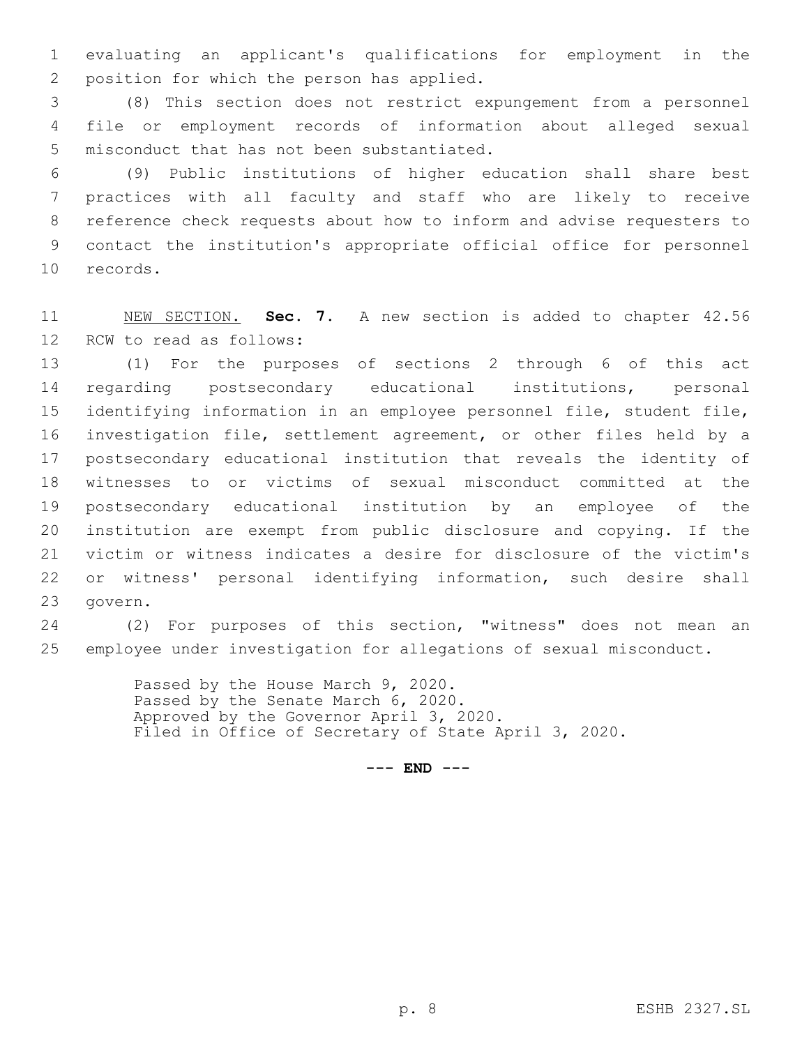evaluating an applicant's qualifications for employment in the position for which the person has applied.

(8) This section does not restrict expungement from a personnel file or employment records of information about alleged sexual misconduct that has not been substantiated.

(9) Public institutions of higher education shall share best practices with all faculty and staff who are likely to receive reference check requests about how to inform and advise requesters to contact the institution's appropriate official office for personnel records.

NEW SECTION. **Sec. 7.** A new section is added to chapter 42.56 RCW to read as follows:

(1) For the purposes of sections 2 through 6 of this act regarding postsecondary educational institutions, personal identifying information in an employee personnel file, student file, investigation file, settlement agreement, or other files held by a postsecondary educational institution that reveals the identity of witnesses to or victims of sexual misconduct committed at the postsecondary educational institution by an employee of the institution are exempt from public disclosure and copying. If the victim or witness indicates a desire for disclosure of the victim's or witness' personal identifying information, such desire shall govern.

(2) For purposes of this section, "witness" does not mean an employee under investigation for allegations of sexual misconduct.

Passed by the House March 9, 2020.
Passed by the Senate March 6, 2020.
Approved by the Governor April 3, 2020.
Filed in Office of Secretary of State April 3, 2020.

**--- END ---**